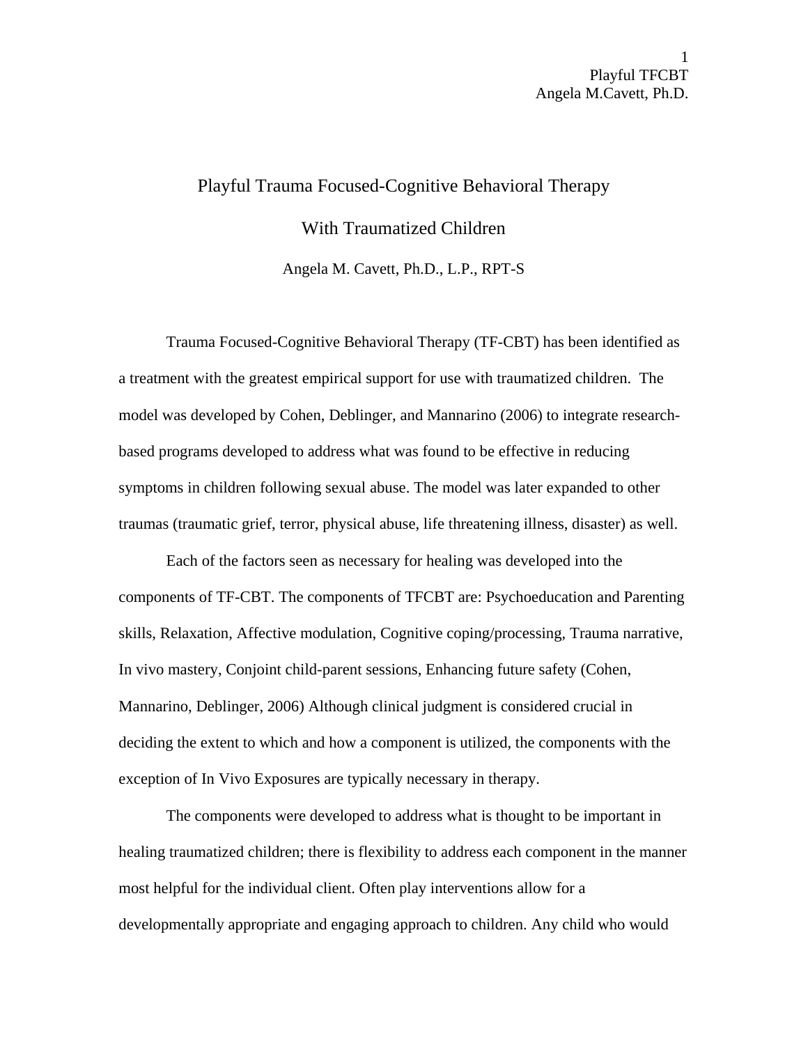# Playful Trauma Focused-Cognitive Behavioral Therapy With Traumatized Children

Angela M. Cavett, Ph.D., L.P., RPT-S

Trauma Focused-Cognitive Behavioral Therapy (TF-CBT) has been identified as a treatment with the greatest empirical support for use with traumatized children. The model was developed by Cohen, Deblinger, and Mannarino (2006) to integrate research-based programs developed to address what was found to be effective in reducing symptoms in children following sexual abuse. The model was later expanded to other traumas (traumatic grief, terror, physical abuse, life threatening illness, disaster) as well.

Each of the factors seen as necessary for healing was developed into the components of TF-CBT. The components of TFCBT are: Psychoeducation and Parenting skills, Relaxation, Affective modulation, Cognitive coping/processing, Trauma narrative, In vivo mastery, Conjoint child-parent sessions, Enhancing future safety (Cohen, Mannarino, Deblinger, 2006) Although clinical judgment is considered crucial in deciding the extent to which and how a component is utilized, the components with the exception of In Vivo Exposures are typically necessary in therapy.

The components were developed to address what is thought to be important in healing traumatized children; there is flexibility to address each component in the manner most helpful for the individual client. Often play interventions allow for a developmentally appropriate and engaging approach to children. Any child who would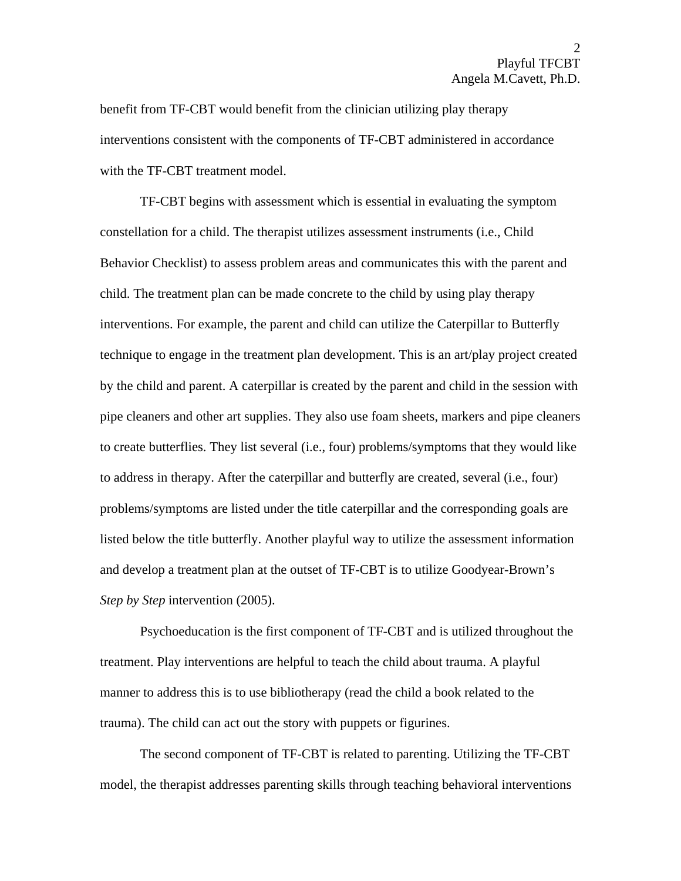benefit from TF-CBT would benefit from the clinician utilizing play therapy interventions consistent with the components of TF-CBT administered in accordance with the TF-CBT treatment model.

TF-CBT begins with assessment which is essential in evaluating the symptom constellation for a child. The therapist utilizes assessment instruments (i.e., Child Behavior Checklist) to assess problem areas and communicates this with the parent and child. The treatment plan can be made concrete to the child by using play therapy interventions. For example, the parent and child can utilize the Caterpillar to Butterfly technique to engage in the treatment plan development. This is an art/play project created by the child and parent. A caterpillar is created by the parent and child in the session with pipe cleaners and other art supplies. They also use foam sheets, markers and pipe cleaners to create butterflies. They list several (i.e., four) problems/symptoms that they would like to address in therapy. After the caterpillar and butterfly are created, several (i.e., four) problems/symptoms are listed under the title caterpillar and the corresponding goals are listed below the title butterfly. Another playful way to utilize the assessment information and develop a treatment plan at the outset of TF-CBT is to utilize Goodyear-Brown's *Step by Step* intervention (2005).

Psychoeducation is the first component of TF-CBT and is utilized throughout the treatment. Play interventions are helpful to teach the child about trauma. A playful manner to address this is to use bibliotherapy (read the child a book related to the trauma). The child can act out the story with puppets or figurines.

The second component of TF-CBT is related to parenting. Utilizing the TF-CBT model, the therapist addresses parenting skills through teaching behavioral interventions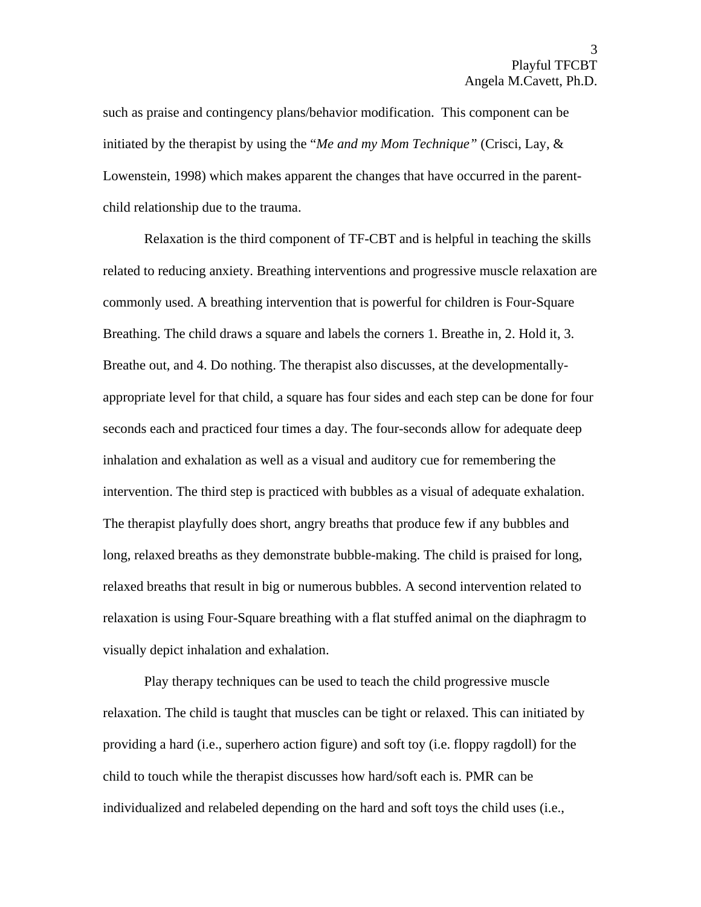such as praise and contingency plans/behavior modification. This component can be initiated by the therapist by using the "*Me and my Mom Technique"* (Crisci, Lay, & Lowenstein, 1998) which makes apparent the changes that have occurred in the parent-child relationship due to the trauma.

Relaxation is the third component of TF-CBT and is helpful in teaching the skills related to reducing anxiety. Breathing interventions and progressive muscle relaxation are commonly used. A breathing intervention that is powerful for children is Four-Square Breathing. The child draws a square and labels the corners 1. Breathe in, 2. Hold it, 3. Breathe out, and 4. Do nothing. The therapist also discusses, at the developmentally-appropriate level for that child, a square has four sides and each step can be done for four seconds each and practiced four times a day. The four-seconds allow for adequate deep inhalation and exhalation as well as a visual and auditory cue for remembering the intervention. The third step is practiced with bubbles as a visual of adequate exhalation. The therapist playfully does short, angry breaths that produce few if any bubbles and long, relaxed breaths as they demonstrate bubble-making. The child is praised for long, relaxed breaths that result in big or numerous bubbles. A second intervention related to relaxation is using Four-Square breathing with a flat stuffed animal on the diaphragm to visually depict inhalation and exhalation.

Play therapy techniques can be used to teach the child progressive muscle relaxation. The child is taught that muscles can be tight or relaxed. This can initiated by providing a hard (i.e., superhero action figure) and soft toy (i.e. floppy ragdoll) for the child to touch while the therapist discusses how hard/soft each is. PMR can be individualized and relabeled depending on the hard and soft toys the child uses (i.e.,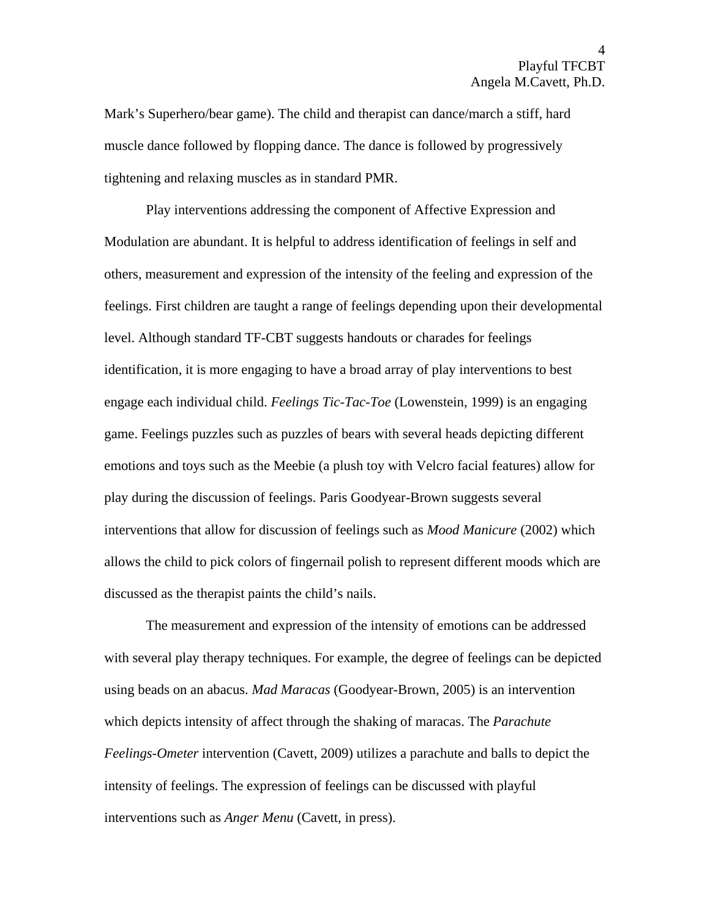Mark's Superhero/bear game). The child and therapist can dance/march a stiff, hard muscle dance followed by flopping dance. The dance is followed by progressively tightening and relaxing muscles as in standard PMR.

Play interventions addressing the component of Affective Expression and Modulation are abundant. It is helpful to address identification of feelings in self and others, measurement and expression of the intensity of the feeling and expression of the feelings. First children are taught a range of feelings depending upon their developmental level. Although standard TF-CBT suggests handouts or charades for feelings identification, it is more engaging to have a broad array of play interventions to best engage each individual child. *Feelings Tic-Tac-Toe* (Lowenstein, 1999) is an engaging game. Feelings puzzles such as puzzles of bears with several heads depicting different emotions and toys such as the Meebie (a plush toy with Velcro facial features) allow for play during the discussion of feelings. Paris Goodyear-Brown suggests several interventions that allow for discussion of feelings such as *Mood Manicure* (2002) which allows the child to pick colors of fingernail polish to represent different moods which are discussed as the therapist paints the child's nails.

The measurement and expression of the intensity of emotions can be addressed with several play therapy techniques. For example, the degree of feelings can be depicted using beads on an abacus. *Mad Maracas* (Goodyear-Brown, 2005) is an intervention which depicts intensity of affect through the shaking of maracas. The *Parachute Feelings-Ometer* intervention (Cavett, 2009) utilizes a parachute and balls to depict the intensity of feelings. The expression of feelings can be discussed with playful interventions such as *Anger Menu* (Cavett, in press).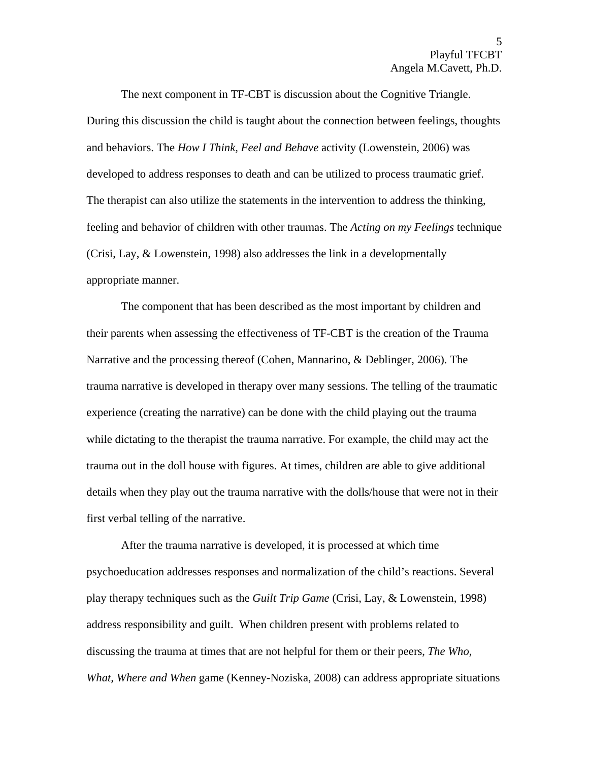The next component in TF-CBT is discussion about the Cognitive Triangle. During this discussion the child is taught about the connection between feelings, thoughts and behaviors. The *How I Think, Feel and Behave* activity (Lowenstein, 2006) was developed to address responses to death and can be utilized to process traumatic grief. The therapist can also utilize the statements in the intervention to address the thinking, feeling and behavior of children with other traumas. The *Acting on my Feelings* technique (Crisi, Lay, & Lowenstein, 1998) also addresses the link in a developmentally appropriate manner.

The component that has been described as the most important by children and their parents when assessing the effectiveness of TF-CBT is the creation of the Trauma Narrative and the processing thereof (Cohen, Mannarino, & Deblinger, 2006). The trauma narrative is developed in therapy over many sessions. The telling of the traumatic experience (creating the narrative) can be done with the child playing out the trauma while dictating to the therapist the trauma narrative. For example, the child may act the trauma out in the doll house with figures. At times, children are able to give additional details when they play out the trauma narrative with the dolls/house that were not in their first verbal telling of the narrative.

After the trauma narrative is developed, it is processed at which time psychoeducation addresses responses and normalization of the child's reactions. Several play therapy techniques such as the *Guilt Trip Game* (Crisi, Lay, & Lowenstein, 1998) address responsibility and guilt. When children present with problems related to discussing the trauma at times that are not helpful for them or their peers, *The Who, What, Where and When* game (Kenney-Noziska, 2008) can address appropriate situations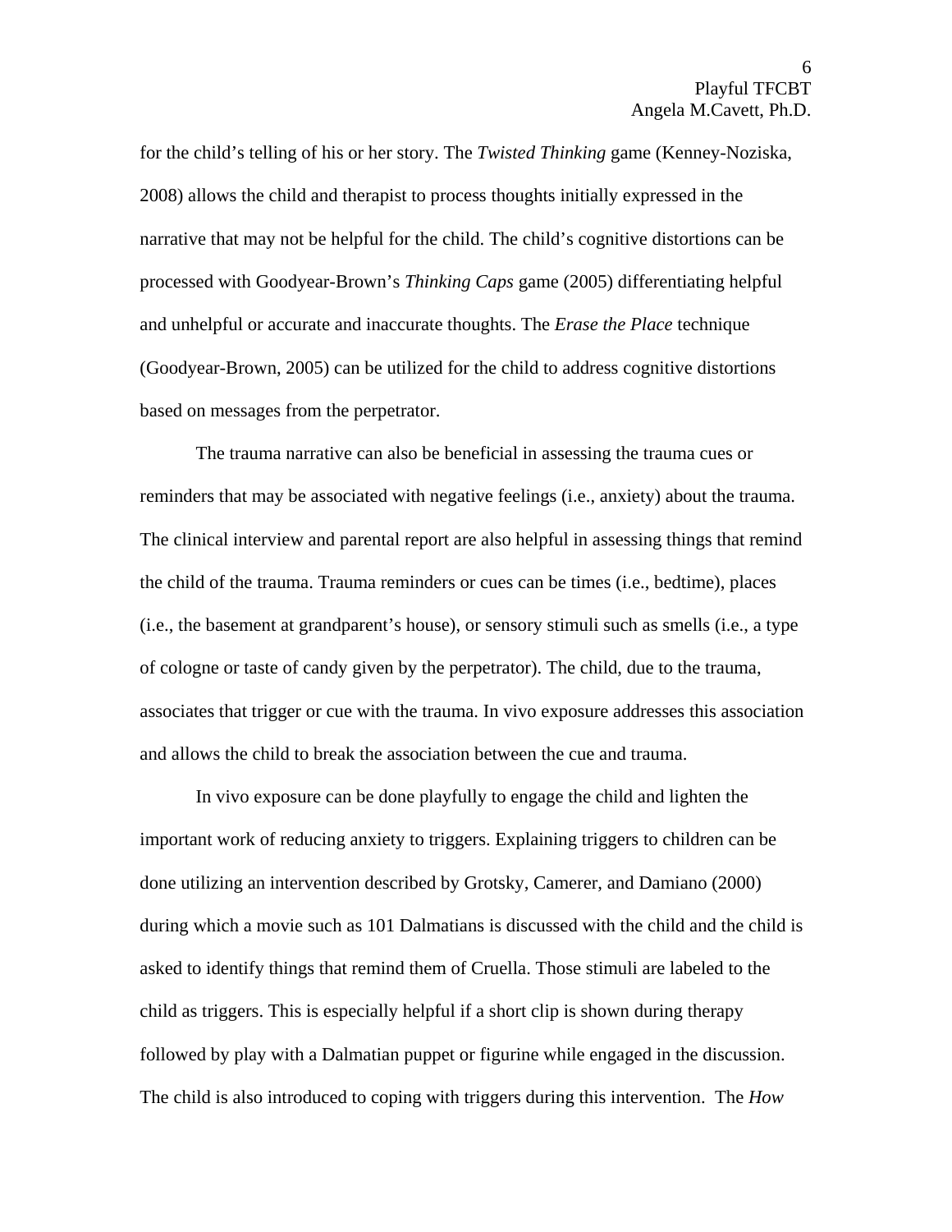for the child's telling of his or her story. The *Twisted Thinking* game (Kenney-Noziska, 2008) allows the child and therapist to process thoughts initially expressed in the narrative that may not be helpful for the child. The child's cognitive distortions can be processed with Goodyear-Brown's *Thinking Caps* game (2005) differentiating helpful and unhelpful or accurate and inaccurate thoughts. The *Erase the Place* technique (Goodyear-Brown, 2005) can be utilized for the child to address cognitive distortions based on messages from the perpetrator.

The trauma narrative can also be beneficial in assessing the trauma cues or reminders that may be associated with negative feelings (i.e., anxiety) about the trauma. The clinical interview and parental report are also helpful in assessing things that remind the child of the trauma. Trauma reminders or cues can be times (i.e., bedtime), places (i.e., the basement at grandparent's house), or sensory stimuli such as smells (i.e., a type of cologne or taste of candy given by the perpetrator). The child, due to the trauma, associates that trigger or cue with the trauma. In vivo exposure addresses this association and allows the child to break the association between the cue and trauma.

In vivo exposure can be done playfully to engage the child and lighten the important work of reducing anxiety to triggers. Explaining triggers to children can be done utilizing an intervention described by Grotsky, Camerer, and Damiano (2000) during which a movie such as 101 Dalmatians is discussed with the child and the child is asked to identify things that remind them of Cruella. Those stimuli are labeled to the child as triggers. This is especially helpful if a short clip is shown during therapy followed by play with a Dalmatian puppet or figurine while engaged in the discussion. The child is also introduced to coping with triggers during this intervention. The *How*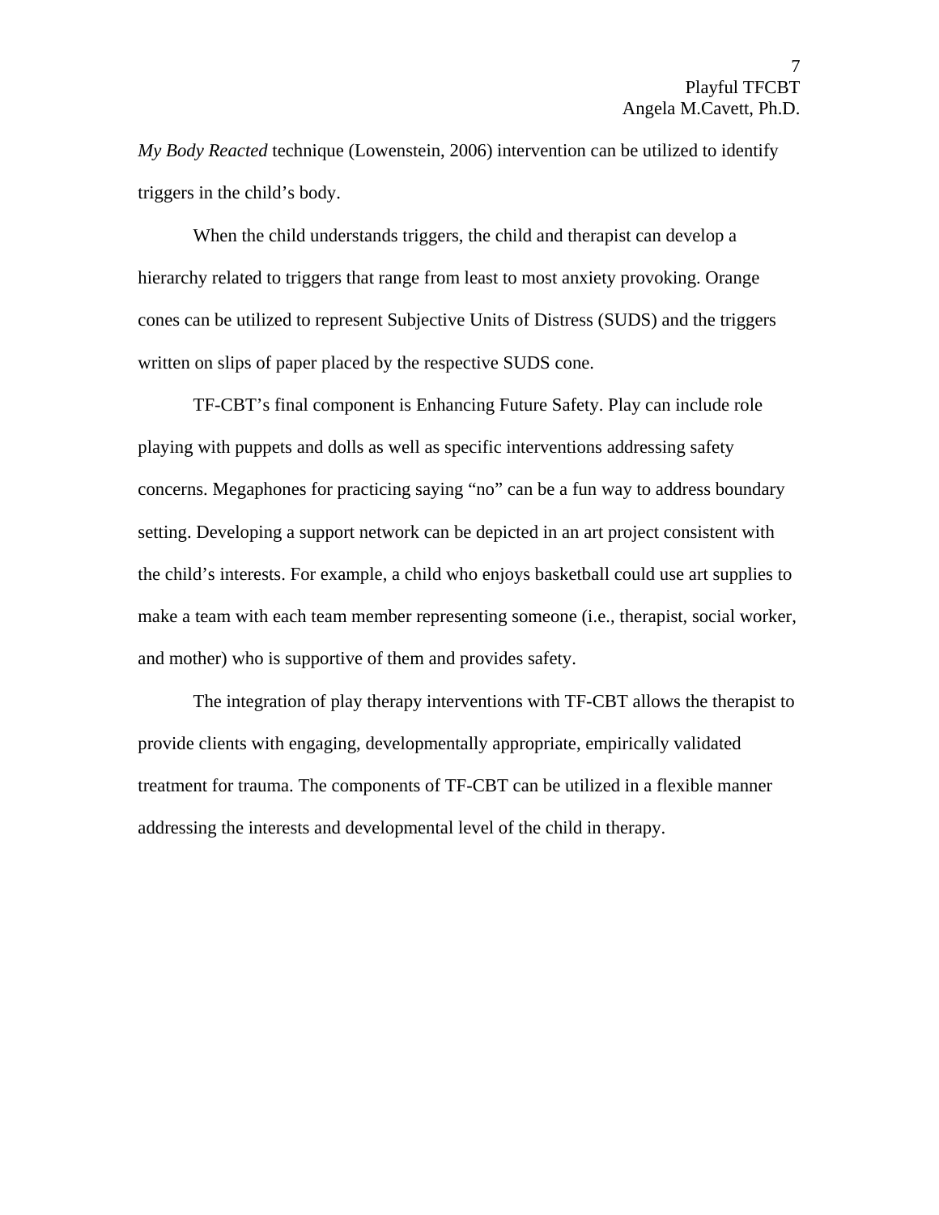*My Body Reacted* technique (Lowenstein, 2006) intervention can be utilized to identify triggers in the child's body.

When the child understands triggers, the child and therapist can develop a hierarchy related to triggers that range from least to most anxiety provoking. Orange cones can be utilized to represent Subjective Units of Distress (SUDS) and the triggers written on slips of paper placed by the respective SUDS cone.

TF-CBT's final component is Enhancing Future Safety. Play can include role playing with puppets and dolls as well as specific interventions addressing safety concerns. Megaphones for practicing saying "no" can be a fun way to address boundary setting. Developing a support network can be depicted in an art project consistent with the child's interests. For example, a child who enjoys basketball could use art supplies to make a team with each team member representing someone (i.e., therapist, social worker, and mother) who is supportive of them and provides safety.

The integration of play therapy interventions with TF-CBT allows the therapist to provide clients with engaging, developmentally appropriate, empirically validated treatment for trauma. The components of TF-CBT can be utilized in a flexible manner addressing the interests and developmental level of the child in therapy.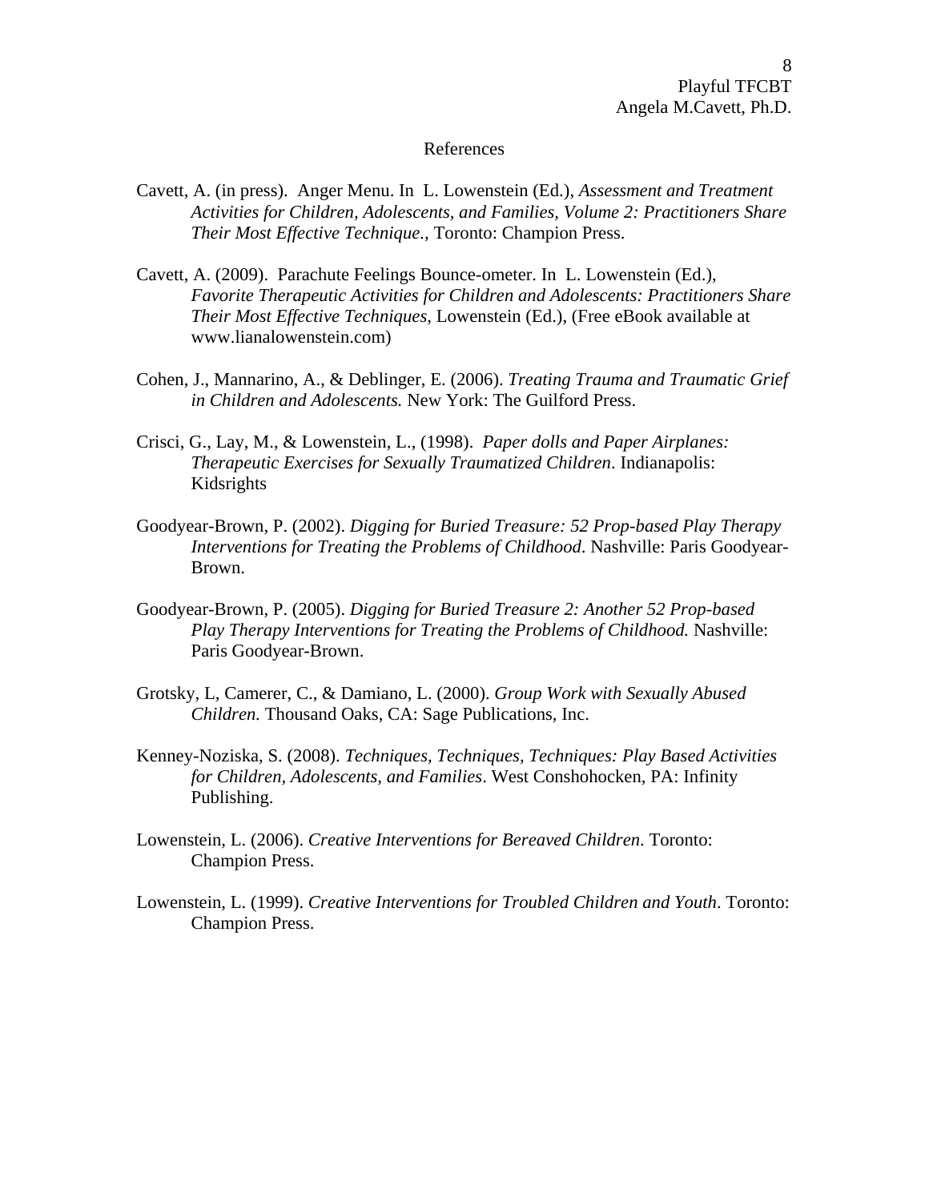# References

Cavett, A. (in press). Anger Menu. In L. Lowenstein (Ed.), *Assessment and Treatment Activities for Children, Adolescents, and Families, Volume 2: Practitioners Share Their Most Effective Technique.*, Toronto: Champion Press.

Cavett, A. (2009). Parachute Feelings Bounce-ometer. In L. Lowenstein (Ed.), *Favorite Therapeutic Activities for Children and Adolescents: Practitioners Share Their Most Effective Techniques*, Lowenstein (Ed.), (Free eBook available at www.lianalowenstein.com)

Cohen, J., Mannarino, A., & Deblinger, E. (2006). *Treating Trauma and Traumatic Grief in Children and Adolescents.* New York: The Guilford Press.

Crisci, G., Lay, M., & Lowenstein, L., (1998). *Paper dolls and Paper Airplanes: Therapeutic Exercises for Sexually Traumatized Children*. Indianapolis: Kidsrights

Goodyear-Brown, P. (2002). *Digging for Buried Treasure: 52 Prop-based Play Therapy Interventions for Treating the Problems of Childhood*. Nashville: Paris Goodyear-Brown.

Goodyear-Brown, P. (2005). *Digging for Buried Treasure 2: Another 52 Prop-based Play Therapy Interventions for Treating the Problems of Childhood.* Nashville: Paris Goodyear-Brown.

Grotsky, L, Camerer, C., & Damiano, L. (2000). *Group Work with Sexually Abused Children.* Thousand Oaks, CA: Sage Publications, Inc.

Kenney-Noziska, S. (2008). *Techniques, Techniques, Techniques: Play Based Activities for Children, Adolescents, and Families*. West Conshohocken, PA: Infinity Publishing.

Lowenstein, L. (2006). *Creative Interventions for Bereaved Children*. Toronto: Champion Press.

Lowenstein, L. (1999). *Creative Interventions for Troubled Children and Youth*. Toronto: Champion Press.